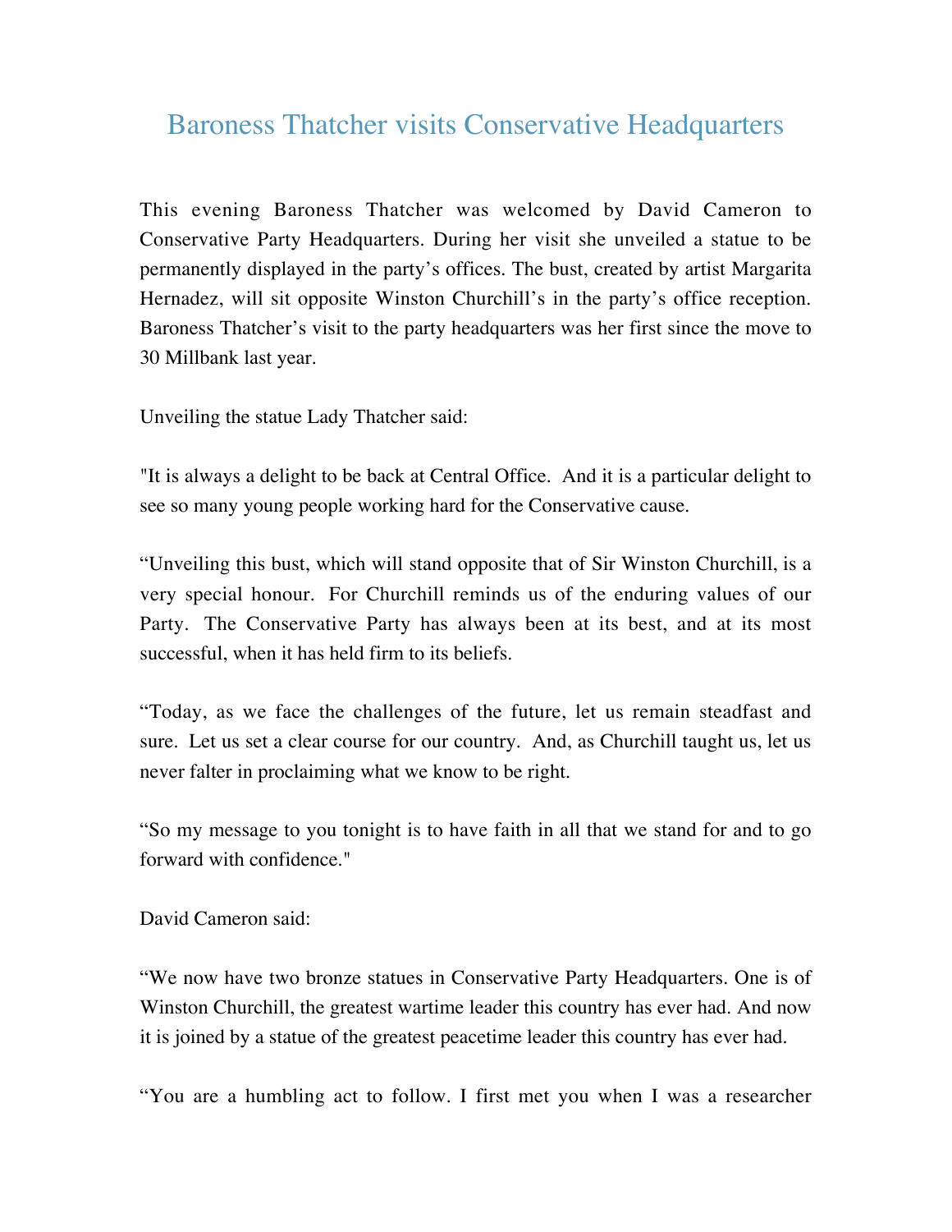# Baroness Thatcher visits Conservative Headquarters

This evening Baroness Thatcher was welcomed by David Cameron to Conservative Party Headquarters. During her visit she unveiled a statue to be permanently displayed in the party's offices. The bust, created by artist Margarita Hernadez, will sit opposite Winston Churchill's in the party's office reception. Baroness Thatcher's visit to the party headquarters was her first since the move to 30 Millbank last year.

Unveiling the statue Lady Thatcher said:

"It is always a delight to be back at Central Office. And it is a particular delight to see so many young people working hard for the Conservative cause.

"Unveiling this bust, which will stand opposite that of Sir Winston Churchill, is a very special honour. For Churchill reminds us of the enduring values of our Party. The Conservative Party has always been at its best, and at its most successful, when it has held firm to its beliefs.

"Today, as we face the challenges of the future, let us remain steadfast and sure. Let us set a clear course for our country. And, as Churchill taught us, let us never falter in proclaiming what we know to be right.

"So my message to you tonight is to have faith in all that we stand for and to go forward with confidence."

David Cameron said:

"We now have two bronze statues in Conservative Party Headquarters. One is of Winston Churchill, the greatest wartime leader this country has ever had. And now it is joined by a statue of the greatest peacetime leader this country has ever had.

"You are a humbling act to follow. I first met you when I was a researcher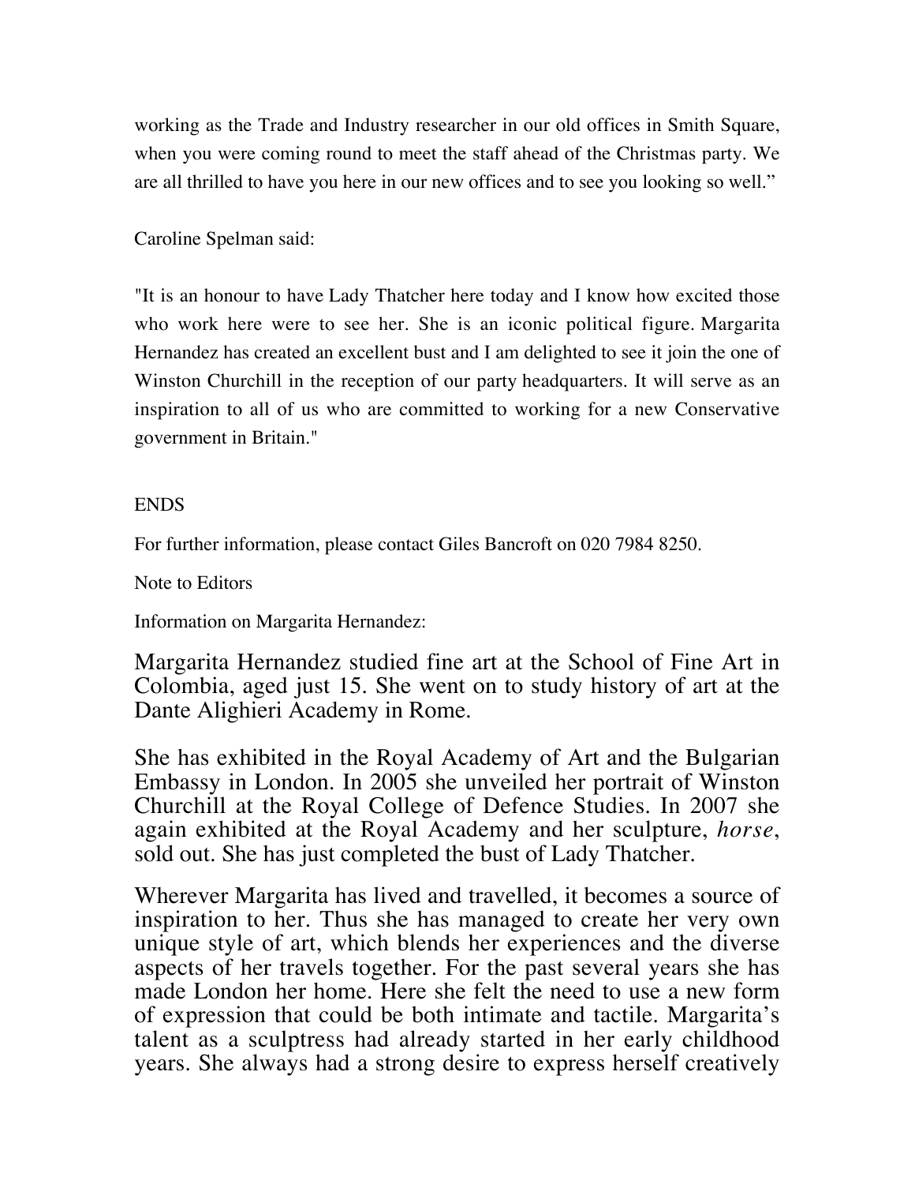working as the Trade and Industry researcher in our old offices in Smith Square, when you were coming round to meet the staff ahead of the Christmas party. We are all thrilled to have you here in our new offices and to see you looking so well."

Caroline Spelman said:

"It is an honour to have Lady Thatcher here today and I know how excited those who work here were to see her. She is an iconic political figure. Margarita Hernandez has created an excellent bust and I am delighted to see it join the one of Winston Churchill in the reception of our party headquarters. It will serve as an inspiration to all of us who are committed to working for a new Conservative government in Britain."

ENDS

For further information, please contact Giles Bancroft on 020 7984 8250.

Note to Editors

Information on Margarita Hernandez:

Margarita Hernandez studied fine art at the School of Fine Art in Colombia, aged just 15. She went on to study history of art at the Dante Alighieri Academy in Rome.

She has exhibited in the Royal Academy of Art and the Bulgarian Embassy in London. In 2005 she unveiled her portrait of Winston Churchill at the Royal College of Defence Studies. In 2007 she again exhibited at the Royal Academy and her sculpture, *horse*, sold out. She has just completed the bust of Lady Thatcher.

Wherever Margarita has lived and travelled, it becomes a source of inspiration to her. Thus she has managed to create her very own unique style of art, which blends her experiences and the diverse aspects of her travels together. For the past several years she has made London her home. Here she felt the need to use a new form of expression that could be both intimate and tactile. Margarita's talent as a sculptress had already started in her early childhood years. She always had a strong desire to express herself creatively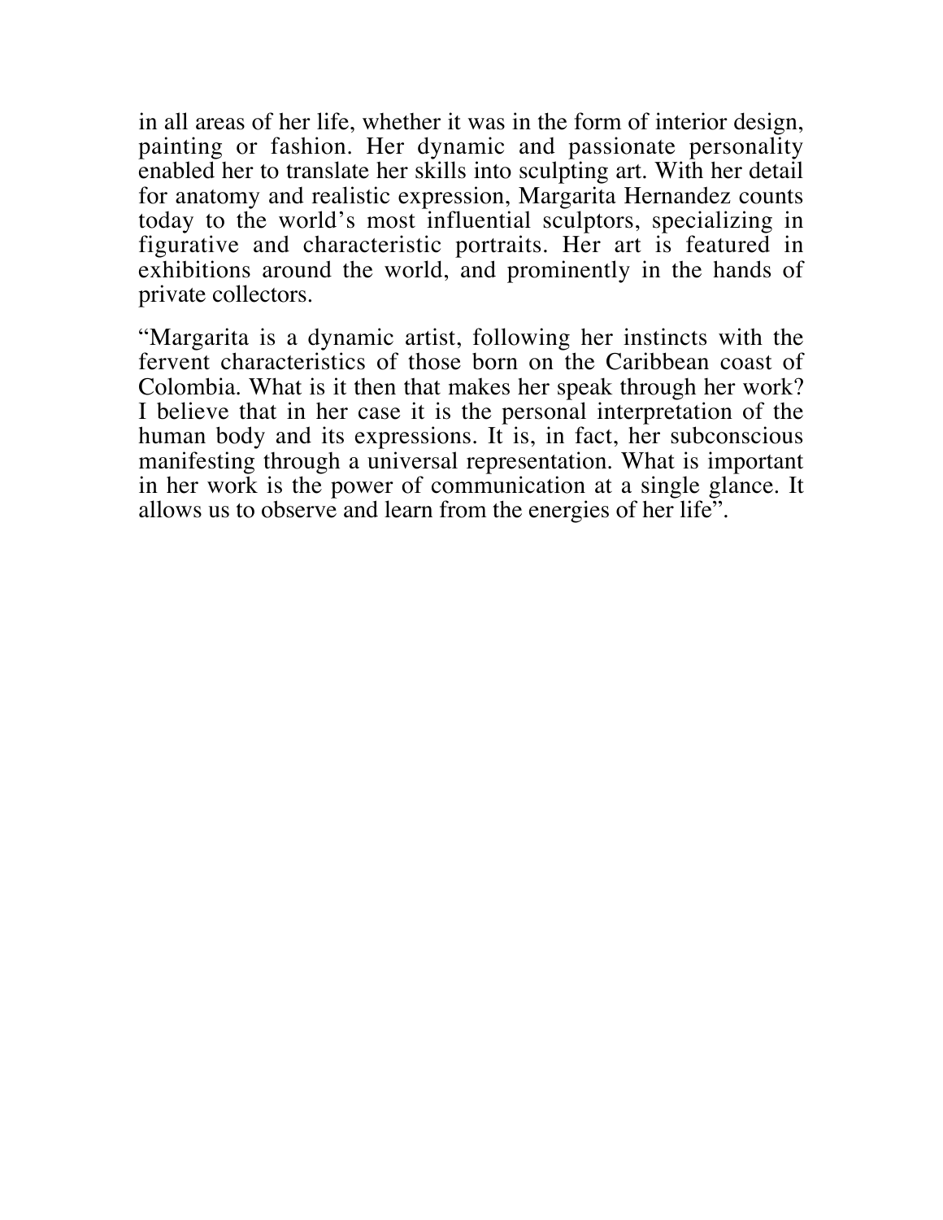in all areas of her life, whether it was in the form of interior design, painting or fashion. Her dynamic and passionate personality enabled her to translate her skills into sculpting art. With her detail for anatomy and realistic expression, Margarita Hernandez counts today to the world's most influential sculptors, specializing in figurative and characteristic portraits. Her art is featured in exhibitions around the world, and prominently in the hands of private collectors.

"Margarita is a dynamic artist, following her instincts with the fervent characteristics of those born on the Caribbean coast of Colombia. What is it then that makes her speak through her work? I believe that in her case it is the personal interpretation of the human body and its expressions. It is, in fact, her subconscious manifesting through a universal representation. What is important in her work is the power of communication at a single glance. It allows us to observe and learn from the energies of her life".